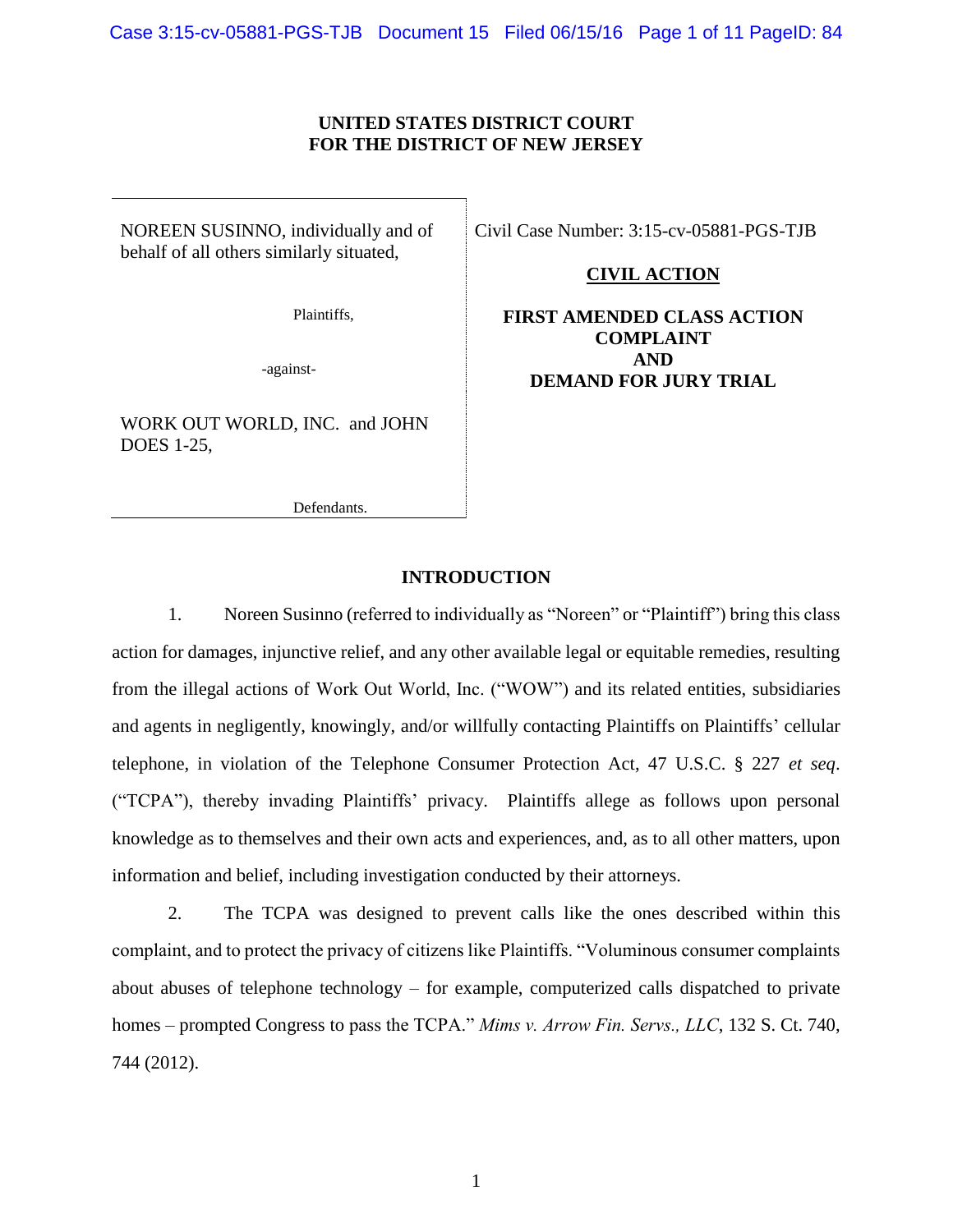**UNITED STATES DISTRICT COURT**
**FOR THE DISTRICT OF NEW JERSEY**

| | |
|---|---|
| NOREEN SUSINNO, individually and of behalf of all others similarly situated,<br><br>Plaintiffs,<br><br>-against-<br><br>WORK OUT WORLD, INC. and JOHN DOES 1-25,<br><br>Defendants. | Civil Case Number: 3:15-cv-05881-PGS-TJB<br><br>**CIVIL ACTION**<br><br>**FIRST AMENDED CLASS ACTION COMPLAINT AND DEMAND FOR JURY TRIAL** |

## INTRODUCTION

1. Noreen Susinno (referred to individually as "Noreen" or "Plaintiff") bring this class action for damages, injunctive relief, and any other available legal or equitable remedies, resulting from the illegal actions of Work Out World, Inc. ("WOW") and its related entities, subsidiaries and agents in negligently, knowingly, and/or willfully contacting Plaintiffs on Plaintiffs' cellular telephone, in violation of the Telephone Consumer Protection Act, 47 U.S.C. § 227 *et seq*. ("TCPA"), thereby invading Plaintiffs' privacy. Plaintiffs allege as follows upon personal knowledge as to themselves and their own acts and experiences, and, as to all other matters, upon information and belief, including investigation conducted by their attorneys.

2. The TCPA was designed to prevent calls like the ones described within this complaint, and to protect the privacy of citizens like Plaintiffs. "Voluminous consumer complaints about abuses of telephone technology – for example, computerized calls dispatched to private homes – prompted Congress to pass the TCPA." *Mims v. Arrow Fin. Servs., LLC*, 132 S. Ct. 740, 744 (2012).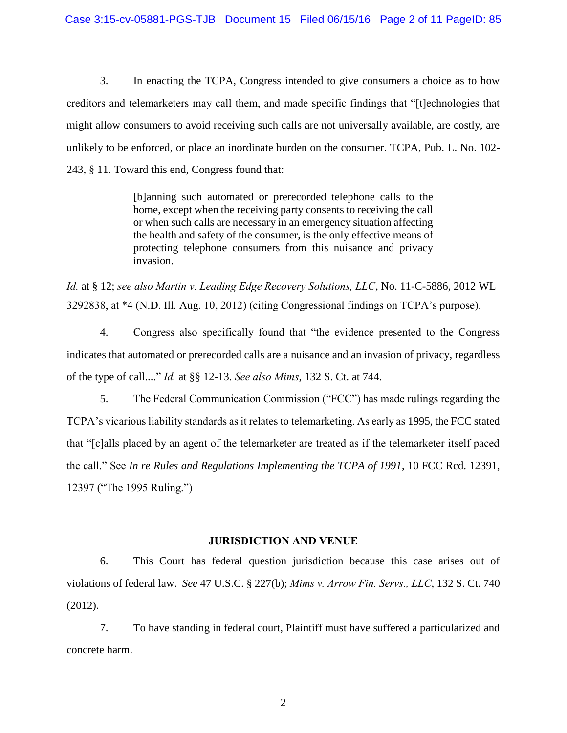3. In enacting the TCPA, Congress intended to give consumers a choice as to how creditors and telemarketers may call them, and made specific findings that "[t]echnologies that might allow consumers to avoid receiving such calls are not universally available, are costly, are unlikely to be enforced, or place an inordinate burden on the consumer. TCPA, Pub. L. No. 102-243, § 11. Toward this end, Congress found that:

> [b]anning such automated or prerecorded telephone calls to the home, except when the receiving party consents to receiving the call or when such calls are necessary in an emergency situation affecting the health and safety of the consumer, is the only effective means of protecting telephone consumers from this nuisance and privacy invasion.

*Id.* at § 12; *see also Martin v. Leading Edge Recovery Solutions, LLC*, No. 11-C-5886, 2012 WL 3292838, at *4 (N.D. Ill. Aug. 10, 2012) (citing Congressional findings on TCPA's purpose).

4. Congress also specifically found that "the evidence presented to the Congress indicates that automated or prerecorded calls are a nuisance and an invasion of privacy, regardless of the type of call...." *Id.* at §§ 12-13. *See also Mims*, 132 S. Ct. at 744.

5. The Federal Communication Commission ("FCC") has made rulings regarding the TCPA's vicarious liability standards as it relates to telemarketing. As early as 1995, the FCC stated that "[c]alls placed by an agent of the telemarketer are treated as if the telemarketer itself paced the call." See *In re Rules and Regulations Implementing the TCPA of 1991*, 10 FCC Rcd. 12391, 12397 ("The 1995 Ruling.")

**JURISDICTION AND VENUE**

6. This Court has federal question jurisdiction because this case arises out of violations of federal law. *See* 47 U.S.C. § 227(b); *Mims v. Arrow Fin. Servs., LLC*, 132 S. Ct. 740 (2012).

7. To have standing in federal court, Plaintiff must have suffered a particularized and concrete harm.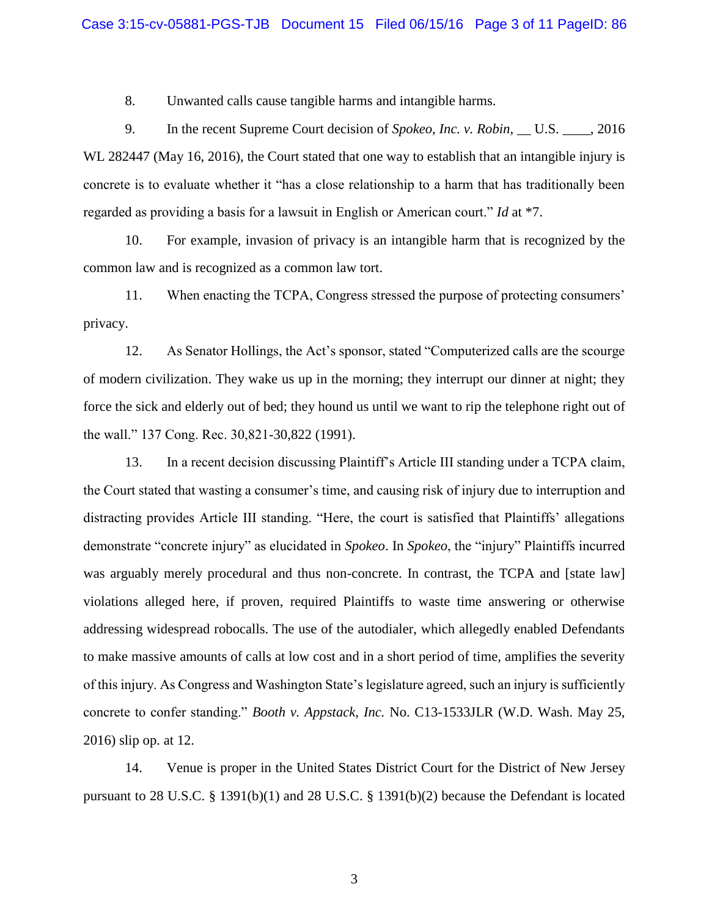8. Unwanted calls cause tangible harms and intangible harms.

9. In the recent Supreme Court decision of *Spokeo, Inc. v. Robin*, __ U.S. ____, 2016 WL 282447 (May 16, 2016), the Court stated that one way to establish that an intangible injury is concrete is to evaluate whether it "has a close relationship to a harm that has traditionally been regarded as providing a basis for a lawsuit in English or American court." *Id* at *7.

10. For example, invasion of privacy is an intangible harm that is recognized by the common law and is recognized as a common law tort.

11. When enacting the TCPA, Congress stressed the purpose of protecting consumers' privacy.

12. As Senator Hollings, the Act's sponsor, stated "Computerized calls are the scourge of modern civilization. They wake us up in the morning; they interrupt our dinner at night; they force the sick and elderly out of bed; they hound us until we want to rip the telephone right out of the wall." 137 Cong. Rec. 30,821-30,822 (1991).

13. In a recent decision discussing Plaintiff's Article III standing under a TCPA claim, the Court stated that wasting a consumer's time, and causing risk of injury due to interruption and distracting provides Article III standing. "Here, the court is satisfied that Plaintiffs' allegations demonstrate "concrete injury" as elucidated in *Spokeo*. In *Spokeo*, the "injury" Plaintiffs incurred was arguably merely procedural and thus non-concrete. In contrast, the TCPA and [state law] violations alleged here, if proven, required Plaintiffs to waste time answering or otherwise addressing widespread robocalls. The use of the autodialer, which allegedly enabled Defendants to make massive amounts of calls at low cost and in a short period of time, amplifies the severity of this injury. As Congress and Washington State's legislature agreed, such an injury is sufficiently concrete to confer standing." *Booth v. Appstack, Inc.* No. C13-1533JLR (W.D. Wash. May 25, 2016) slip op. at 12.

14. Venue is proper in the United States District Court for the District of New Jersey pursuant to 28 U.S.C. § 1391(b)(1) and 28 U.S.C. § 1391(b)(2) because the Defendant is located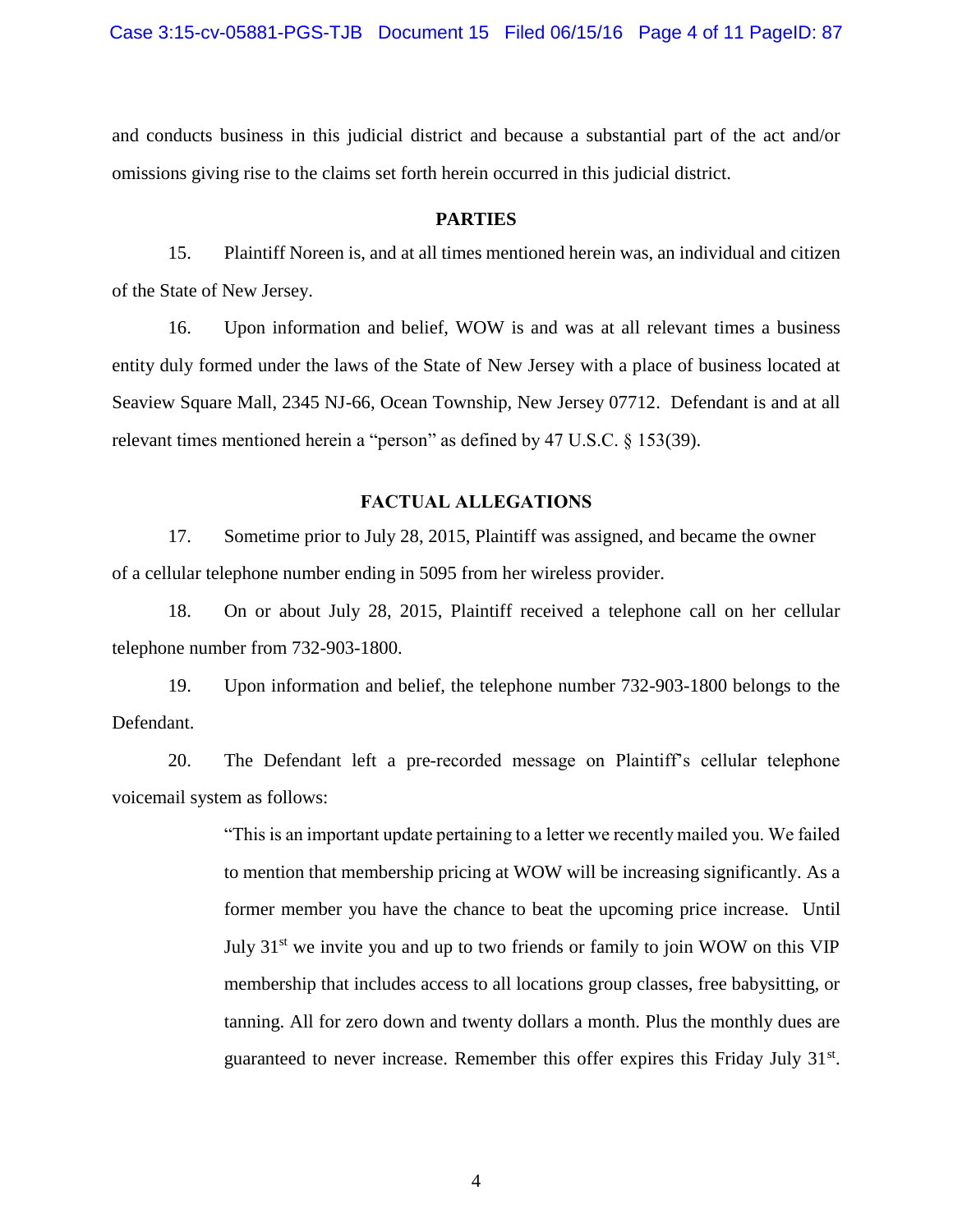and conducts business in this judicial district and because a substantial part of the act and/or omissions giving rise to the claims set forth herein occurred in this judicial district.

## PARTIES

15. Plaintiff Noreen is, and at all times mentioned herein was, an individual and citizen of the State of New Jersey.

16. Upon information and belief, WOW is and was at all relevant times a business entity duly formed under the laws of the State of New Jersey with a place of business located at Seaview Square Mall, 2345 NJ-66, Ocean Township, New Jersey 07712. Defendant is and at all relevant times mentioned herein a "person" as defined by 47 U.S.C. § 153(39).

## FACTUAL ALLEGATIONS

17. Sometime prior to July 28, 2015, Plaintiff was assigned, and became the owner of a cellular telephone number ending in 5095 from her wireless provider.

18. On or about July 28, 2015, Plaintiff received a telephone call on her cellular telephone number from 732-903-1800.

19. Upon information and belief, the telephone number 732-903-1800 belongs to the Defendant.

20. The Defendant left a pre-recorded message on Plaintiff's cellular telephone voicemail system as follows:

> "This is an important update pertaining to a letter we recently mailed you. We failed to mention that membership pricing at WOW will be increasing significantly. As a former member you have the chance to beat the upcoming price increase. Until July 31st we invite you and up to two friends or family to join WOW on this VIP membership that includes access to all locations group classes, free babysitting, or tanning. All for zero down and twenty dollars a month. Plus the monthly dues are guaranteed to never increase. Remember this offer expires this Friday July 31st.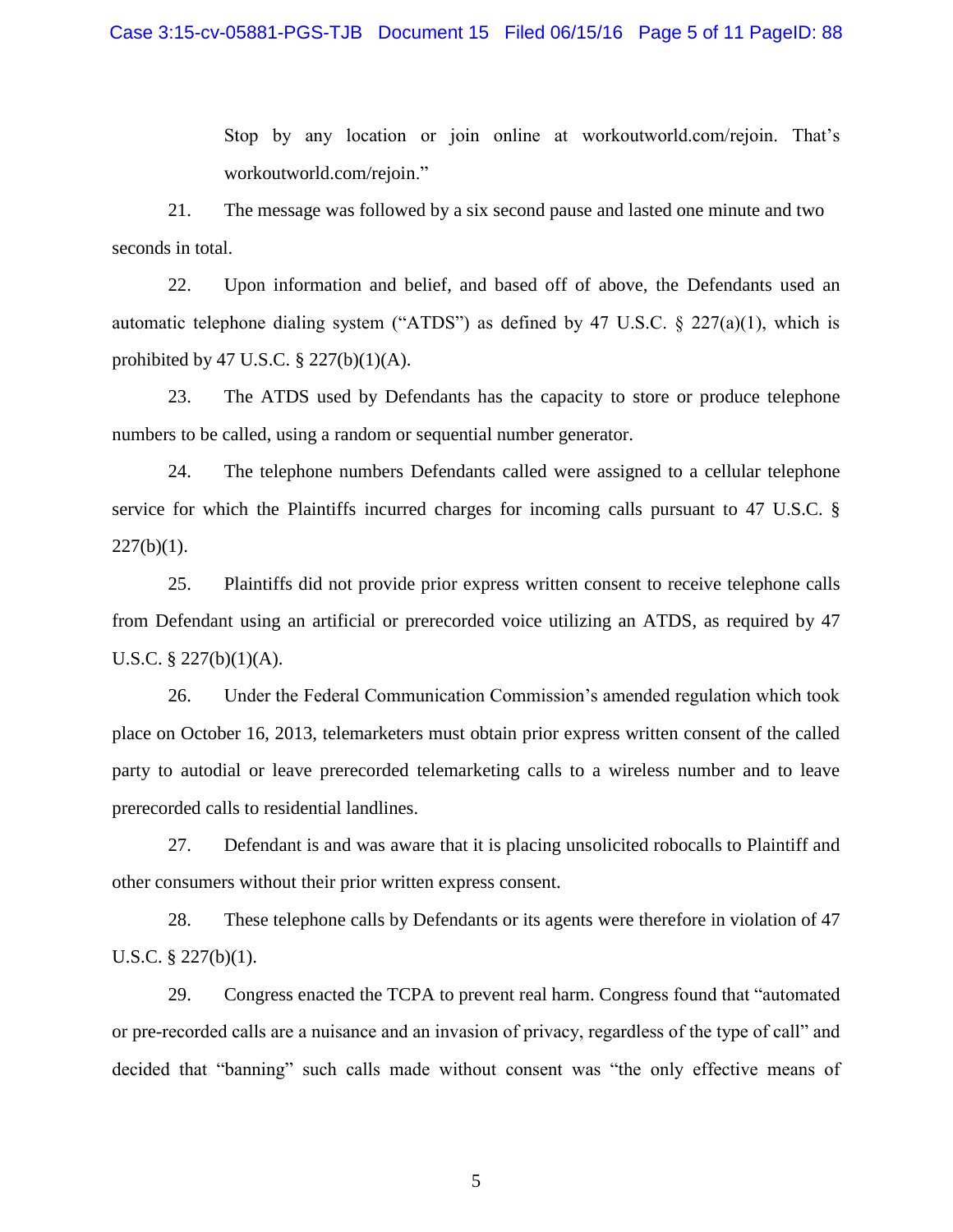Stop by any location or join online at workoutworld.com/rejoin. That's workoutworld.com/rejoin."

21. The message was followed by a six second pause and lasted one minute and two seconds in total.

22. Upon information and belief, and based off of above, the Defendants used an automatic telephone dialing system ("ATDS") as defined by 47 U.S.C. § 227(a)(1), which is prohibited by 47 U.S.C. § 227(b)(1)(A).

23. The ATDS used by Defendants has the capacity to store or produce telephone numbers to be called, using a random or sequential number generator.

24. The telephone numbers Defendants called were assigned to a cellular telephone service for which the Plaintiffs incurred charges for incoming calls pursuant to 47 U.S.C. § 227(b)(1).

25. Plaintiffs did not provide prior express written consent to receive telephone calls from Defendant using an artificial or prerecorded voice utilizing an ATDS, as required by 47 U.S.C. § 227(b)(1)(A).

26. Under the Federal Communication Commission's amended regulation which took place on October 16, 2013, telemarketers must obtain prior express written consent of the called party to autodial or leave prerecorded telemarketing calls to a wireless number and to leave prerecorded calls to residential landlines.

27. Defendant is and was aware that it is placing unsolicited robocalls to Plaintiff and other consumers without their prior written express consent.

28. These telephone calls by Defendants or its agents were therefore in violation of 47 U.S.C. § 227(b)(1).

29. Congress enacted the TCPA to prevent real harm. Congress found that "automated or pre-recorded calls are a nuisance and an invasion of privacy, regardless of the type of call" and decided that "banning" such calls made without consent was "the only effective means of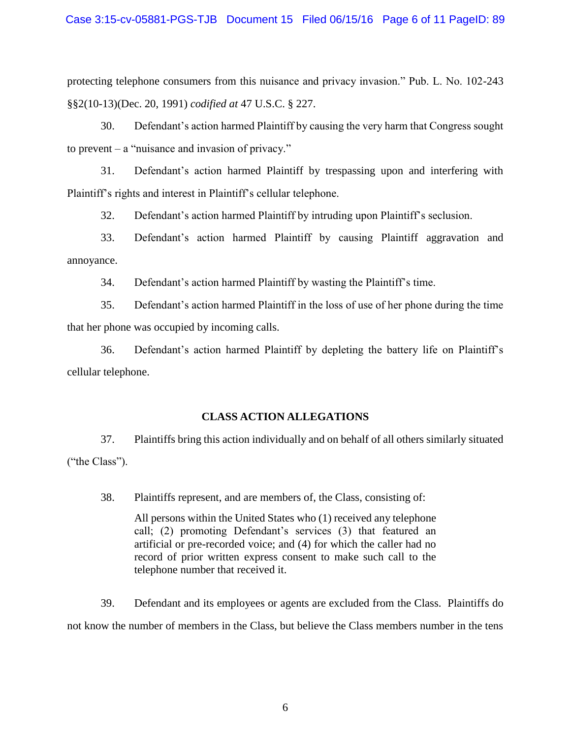protecting telephone consumers from this nuisance and privacy invasion." Pub. L. No. 102-243 §§2(10-13)(Dec. 20, 1991) *codified at* 47 U.S.C. § 227.

30. Defendant's action harmed Plaintiff by causing the very harm that Congress sought to prevent – a "nuisance and invasion of privacy."

31. Defendant's action harmed Plaintiff by trespassing upon and interfering with Plaintiff's rights and interest in Plaintiff's cellular telephone.

32. Defendant's action harmed Plaintiff by intruding upon Plaintiff's seclusion.

33. Defendant's action harmed Plaintiff by causing Plaintiff aggravation and annoyance.

34. Defendant's action harmed Plaintiff by wasting the Plaintiff's time.

35. Defendant's action harmed Plaintiff in the loss of use of her phone during the time that her phone was occupied by incoming calls.

36. Defendant's action harmed Plaintiff by depleting the battery life on Plaintiff's cellular telephone.

## CLASS ACTION ALLEGATIONS

37. Plaintiffs bring this action individually and on behalf of all others similarly situated ("the Class").

38. Plaintiffs represent, and are members of, the Class, consisting of:

> All persons within the United States who (1) received any telephone call; (2) promoting Defendant's services (3) that featured an artificial or pre-recorded voice; and (4) for which the caller had no record of prior written express consent to make such call to the telephone number that received it.

39. Defendant and its employees or agents are excluded from the Class. Plaintiffs do not know the number of members in the Class, but believe the Class members number in the tens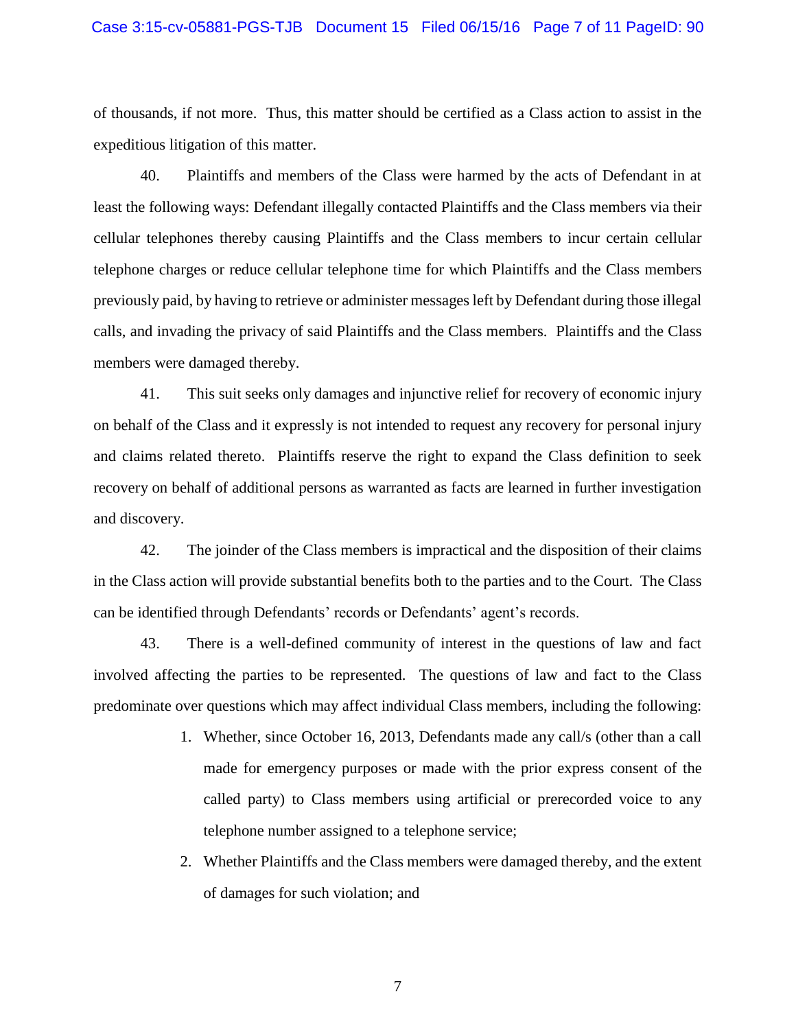of thousands, if not more. Thus, this matter should be certified as a Class action to assist in the expeditious litigation of this matter.

40. Plaintiffs and members of the Class were harmed by the acts of Defendant in at least the following ways: Defendant illegally contacted Plaintiffs and the Class members via their cellular telephones thereby causing Plaintiffs and the Class members to incur certain cellular telephone charges or reduce cellular telephone time for which Plaintiffs and the Class members previously paid, by having to retrieve or administer messages left by Defendant during those illegal calls, and invading the privacy of said Plaintiffs and the Class members. Plaintiffs and the Class members were damaged thereby.

41. This suit seeks only damages and injunctive relief for recovery of economic injury on behalf of the Class and it expressly is not intended to request any recovery for personal injury and claims related thereto. Plaintiffs reserve the right to expand the Class definition to seek recovery on behalf of additional persons as warranted as facts are learned in further investigation and discovery.

42. The joinder of the Class members is impractical and the disposition of their claims in the Class action will provide substantial benefits both to the parties and to the Court. The Class can be identified through Defendants' records or Defendants' agent's records.

43. There is a well-defined community of interest in the questions of law and fact involved affecting the parties to be represented. The questions of law and fact to the Class predominate over questions which may affect individual Class members, including the following:

1. Whether, since October 16, 2013, Defendants made any call/s (other than a call made for emergency purposes or made with the prior express consent of the called party) to Class members using artificial or prerecorded voice to any telephone number assigned to a telephone service;
2. Whether Plaintiffs and the Class members were damaged thereby, and the extent of damages for such violation; and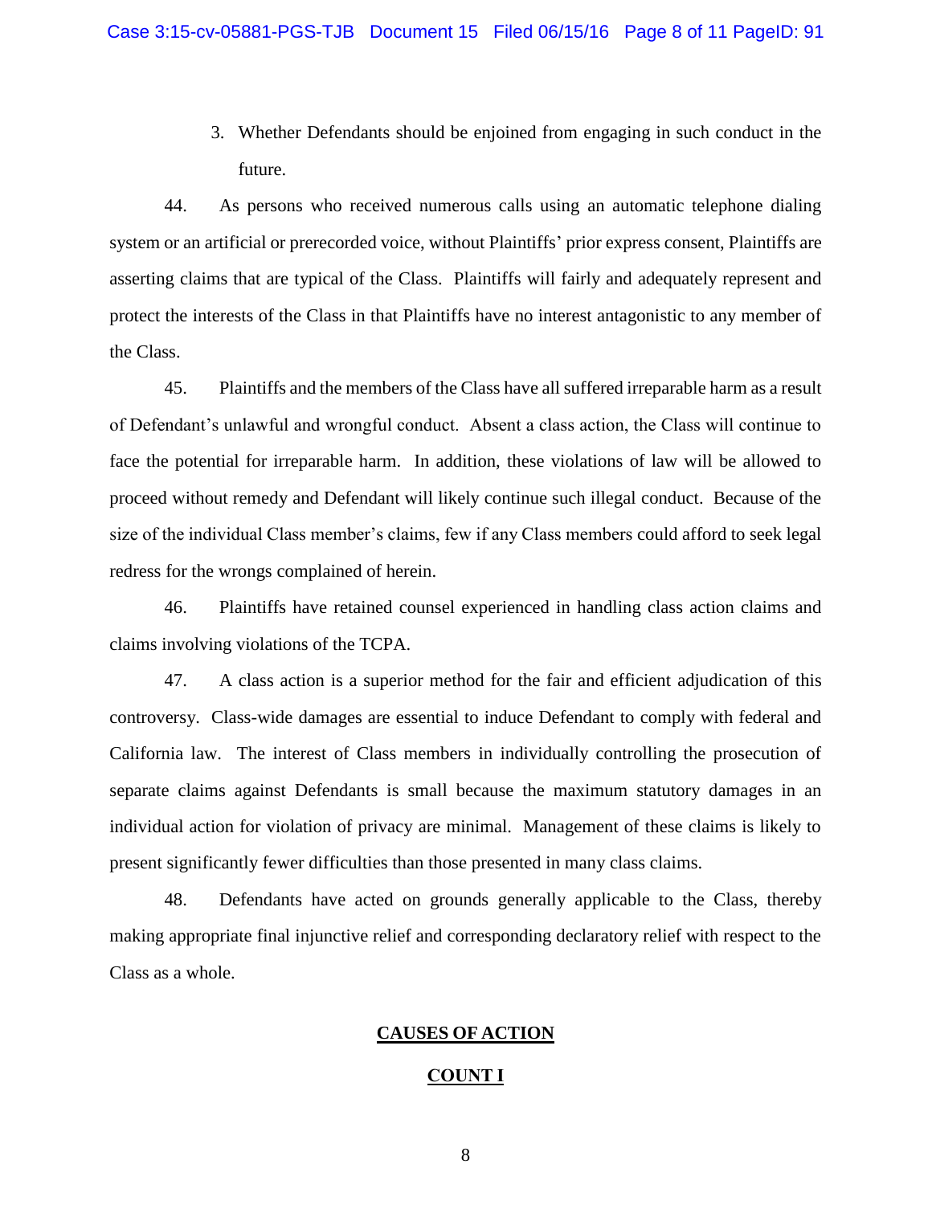3. Whether Defendants should be enjoined from engaging in such conduct in the future.

44. As persons who received numerous calls using an automatic telephone dialing system or an artificial or prerecorded voice, without Plaintiffs' prior express consent, Plaintiffs are asserting claims that are typical of the Class. Plaintiffs will fairly and adequately represent and protect the interests of the Class in that Plaintiffs have no interest antagonistic to any member of the Class.

45. Plaintiffs and the members of the Class have all suffered irreparable harm as a result of Defendant's unlawful and wrongful conduct. Absent a class action, the Class will continue to face the potential for irreparable harm. In addition, these violations of law will be allowed to proceed without remedy and Defendant will likely continue such illegal conduct. Because of the size of the individual Class member's claims, few if any Class members could afford to seek legal redress for the wrongs complained of herein.

46. Plaintiffs have retained counsel experienced in handling class action claims and claims involving violations of the TCPA.

47. A class action is a superior method for the fair and efficient adjudication of this controversy. Class-wide damages are essential to induce Defendant to comply with federal and California law. The interest of Class members in individually controlling the prosecution of separate claims against Defendants is small because the maximum statutory damages in an individual action for violation of privacy are minimal. Management of these claims is likely to present significantly fewer difficulties than those presented in many class claims.

48. Defendants have acted on grounds generally applicable to the Class, thereby making appropriate final injunctive relief and corresponding declaratory relief with respect to the Class as a whole.

## CAUSES OF ACTION

## COUNT I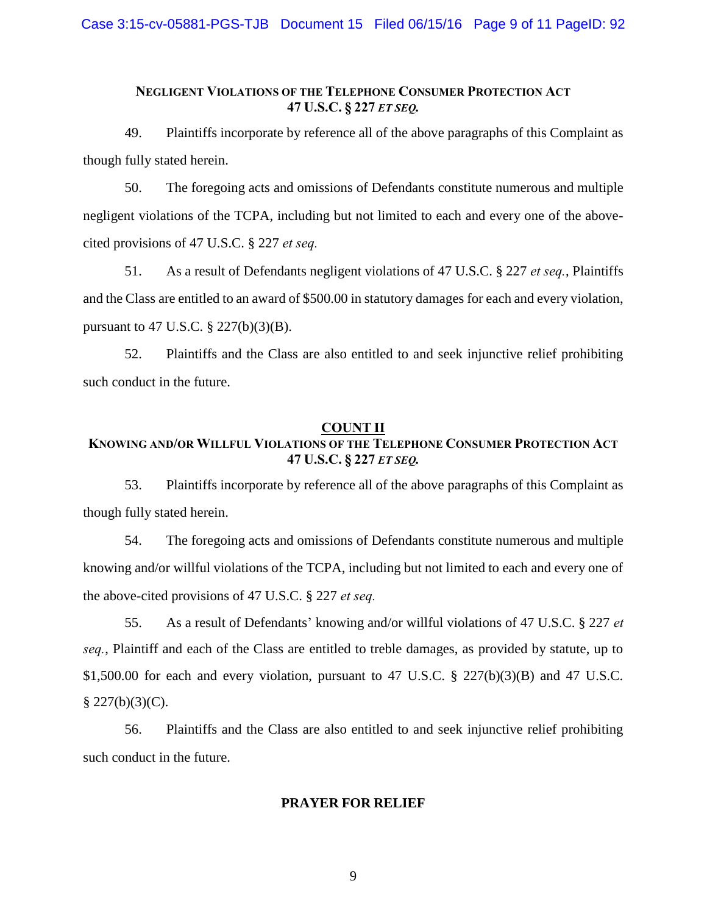**NEGLIGENT VIOLATIONS OF THE TELEPHONE CONSUMER PROTECTION ACT**
**47 U.S.C. § 227 *ET SEQ.***

49. Plaintiffs incorporate by reference all of the above paragraphs of this Complaint as though fully stated herein.

50. The foregoing acts and omissions of Defendants constitute numerous and multiple negligent violations of the TCPA, including but not limited to each and every one of the above-cited provisions of 47 U.S.C. § 227 *et seq.*

51. As a result of Defendants negligent violations of 47 U.S.C. § 227 *et seq.*, Plaintiffs and the Class are entitled to an award of $500.00 in statutory damages for each and every violation, pursuant to 47 U.S.C. § 227(b)(3)(B).

52. Plaintiffs and the Class are also entitled to and seek injunctive relief prohibiting such conduct in the future.

## COUNT II
**KNOWING AND/OR WILLFUL VIOLATIONS OF THE TELEPHONE CONSUMER PROTECTION ACT**
**47 U.S.C. § 227 *ET SEQ.***

53. Plaintiffs incorporate by reference all of the above paragraphs of this Complaint as though fully stated herein.

54. The foregoing acts and omissions of Defendants constitute numerous and multiple knowing and/or willful violations of the TCPA, including but not limited to each and every one of the above-cited provisions of 47 U.S.C. § 227 *et seq.*

55. As a result of Defendants' knowing and/or willful violations of 47 U.S.C. § 227 *et seq.*, Plaintiff and each of the Class are entitled to treble damages, as provided by statute, up to $1,500.00 for each and every violation, pursuant to 47 U.S.C. § 227(b)(3)(B) and 47 U.S.C. § 227(b)(3)(C).

56. Plaintiffs and the Class are also entitled to and seek injunctive relief prohibiting such conduct in the future.

## PRAYER FOR RELIEF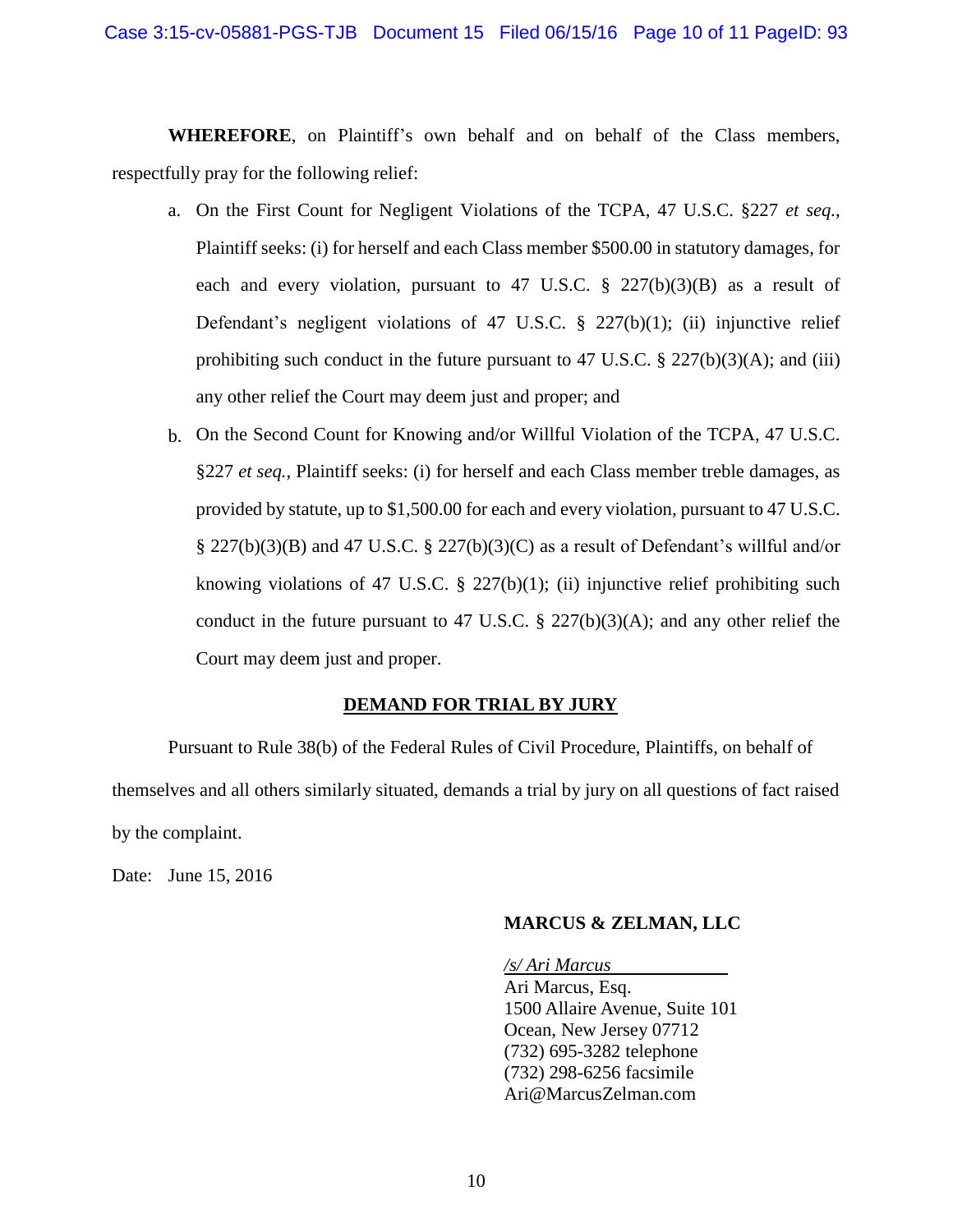**WHEREFORE**, on Plaintiff's own behalf and on behalf of the Class members, respectfully pray for the following relief:

a. On the First Count for Negligent Violations of the TCPA, 47 U.S.C. §227 *et seq.*, Plaintiff seeks: (i) for herself and each Class member $500.00 in statutory damages, for each and every violation, pursuant to 47 U.S.C. § 227(b)(3)(B) as a result of Defendant's negligent violations of 47 U.S.C. § 227(b)(1); (ii) injunctive relief prohibiting such conduct in the future pursuant to 47 U.S.C. § 227(b)(3)(A); and (iii) any other relief the Court may deem just and proper; and

b. On the Second Count for Knowing and/or Willful Violation of the TCPA, 47 U.S.C. §227 *et seq.*, Plaintiff seeks: (i) for herself and each Class member treble damages, as provided by statute, up to $1,500.00 for each and every violation, pursuant to 47 U.S.C. § 227(b)(3)(B) and 47 U.S.C. § 227(b)(3)(C) as a result of Defendant's willful and/or knowing violations of 47 U.S.C. § 227(b)(1); (ii) injunctive relief prohibiting such conduct in the future pursuant to 47 U.S.C. § 227(b)(3)(A); and any other relief the Court may deem just and proper.

## DEMAND FOR TRIAL BY JURY

Pursuant to Rule 38(b) of the Federal Rules of Civil Procedure, Plaintiffs, on behalf of themselves and all others similarly situated, demands a trial by jury on all questions of fact raised by the complaint.

Date: June 15, 2016

**MARCUS & ZELMAN, LLC**

*/s/ Ari Marcus*
Ari Marcus, Esq.
1500 Allaire Avenue, Suite 101
Ocean, New Jersey 07712
(732) 695-3282 telephone
(732) 298-6256 facsimile
Ari@MarcusZelman.com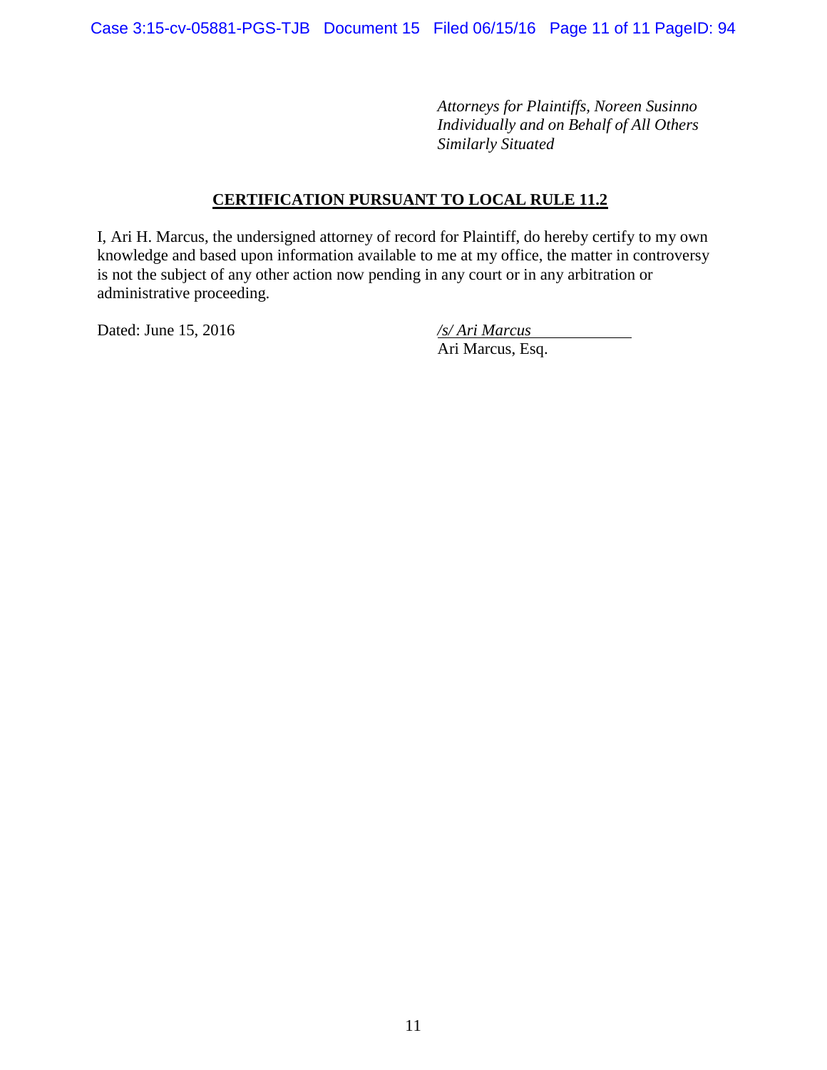*Attorneys for Plaintiffs, Noreen Susinno Individually and on Behalf of All Others Similarly Situated*

**CERTIFICATION PURSUANT TO LOCAL RULE 11.2**

I, Ari H. Marcus, the undersigned attorney of record for Plaintiff, do hereby certify to my own knowledge and based upon information available to me at my office, the matter in controversy is not the subject of any other action now pending in any court or in any arbitration or administrative proceeding.

Dated: June 15, 2016

*/s/ Ari Marcus*
Ari Marcus, Esq.